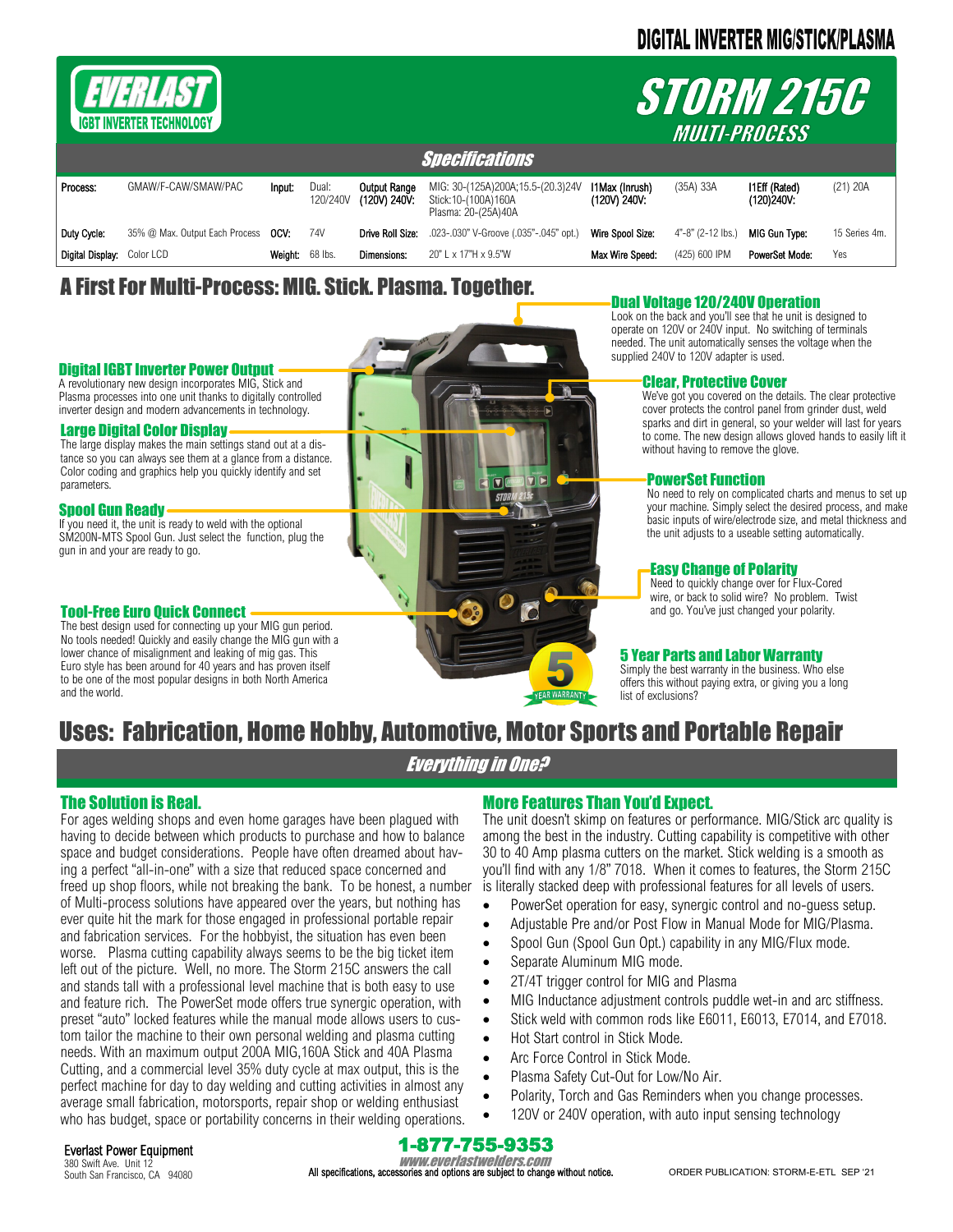# DIGITAL INVERTER MIG/STICK/PLASMA

EVERLAST
IGBT INVERTER TECHNOLOGY

# STORM 215C

## MULTI-PROCESS

## Specifications

| Process: | GMAW/F-CAW/SMAW/PAC | Input: | Dual: 120/240V | Output Range (120V) 240V: | MIG: 30-(125A)200A;15.5-(20.3)24V Stick:10-(100A)160A Plasma: 20-(25A)40A | I1Max (Inrush) (120V) 240V: | (35A) 33A | I1Eff (Rated) (120)240V: | (21) 20A |
|---|---|---|---|---|---|---|---|---|---|
| Duty Cycle: | 35% @ Max. Output Each Process | OCV: | 74V | Drive Roll Size: | .023-.030" V-Groove (.035"-.045" opt.) | Wire Spool Size: | 4"-8" (2-12 lbs.) | MIG Gun Type: | 15 Series 4m. |
| Digital Display: | Color LCD | Weight: | 68 lbs. | Dimensions: | 20" L x 17"H x 9.5"W | Max Wire Speed: | (425) 600 IPM | PowerSet Mode: | Yes |

## A First For Multi-Process: MIG. Stick. Plasma. Together.

### Digital IGBT Inverter Power Output

A revolutionary new design incorporates MIG, Stick and Plasma processes into one unit thanks to digitally controlled inverter design and modern advancements in technology.

### Large Digital Color Display

The large display makes the main settings stand out at a distance so you can always see them at a glance from a distance. Color coding and graphics help you quickly identify and set parameters.

### Spool Gun Ready

If you need it, the unit is ready to weld with the optional SM200N-MTS Spool Gun. Just select the function, plug the gun in and your are ready to go.

### Tool-Free Euro Quick Connect

The best design used for connecting up your MIG gun period. No tools needed! Quickly and easily change the MIG gun with a lower chance of misalignment and leaking of mig gas. This Euro style has been around for 40 years and has proven itself to be one of the most popular designs in both North America and the world.

### Dual Voltage 120/240V Operation

Look on the back and you'll see that he unit is designed to operate on 120V or 240V input. No switching of terminals needed. The unit automatically senses the voltage when the supplied 240V to 120V adapter is used.

### Clear, Protective Cover

We've got you covered on the details. The clear protective cover protects the control panel from grinder dust, weld sparks and dirt in general, so your welder will last for years to come. The new design allows gloved hands to easily lift it without having to remove the glove.

### PowerSet Function

No need to rely on complicated charts and menus to set up your machine. Simply select the desired process, and make basic inputs of wire/electrode size, and metal thickness and the unit adjusts to a useable setting automatically.

### Easy Change of Polarity

Need to quickly change over for Flux-Cored wire, or back to solid wire? No problem. Twist and go. You've just changed your polarity.

### 5 Year Parts and Labor Warranty

Simply the best warranty in the business. Who else offers this without paying extra, or giving you a long list of exclusions?

## Uses: Fabrication, Home Hobby, Automotive, Motor Sports and Portable Repair

### Everything in One?

### The Solution is Real.

For ages welding shops and even home garages have been plagued with having to decide between which products to purchase and how to balance space and budget considerations. People have often dreamed about having a perfect "all-in-one" with a size that reduced space concerned and freed up shop floors, while not breaking the bank. To be honest, a number of Multi-process solutions have appeared over the years, but nothing has ever quite hit the mark for those engaged in professional portable repair and fabrication services. For the hobbyist, the situation has even been worse. Plasma cutting capability always seems to be the big ticket item left out of the picture. Well, no more. The Storm 215C answers the call and stands tall with a professional level machine that is both easy to use and feature rich. The PowerSet mode offers true synergic operation, with preset "auto" locked features while the manual mode allows users to custom tailor the machine to their own personal welding and plasma cutting needs. With an maximum output 200A MIG,160A Stick and 40A Plasma Cutting, and a commercial level 35% duty cycle at max output, this is the perfect machine for day to day welding and cutting activities in almost any average small fabrication, motorsports, repair shop or welding enthusiast who has budget, space or portability concerns in their welding operations.

### More Features Than You'd Expect.

The unit doesn't skimp on features or performance. MIG/Stick arc quality is among the best in the industry. Cutting capability is competitive with other 30 to 40 Amp plasma cutters on the market. Stick welding is a smooth as you'll find with any 1/8" 7018. When it comes to features, the Storm 215C is literally stacked deep with professional features for all levels of users.

- PowerSet operation for easy, synergic control and no-guess setup.
- Adjustable Pre and/or Post Flow in Manual Mode for MIG/Plasma.
- Spool Gun (Spool Gun Opt.) capability in any MIG/Flux mode.
- Separate Aluminum MIG mode.
- 2T/4T trigger control for MIG and Plasma
- MIG Inductance adjustment controls puddle wet-in and arc stiffness.
- Stick weld with common rods like E6011, E6013, E7014, and E7018.
- Hot Start control in Stick Mode.
- Arc Force Control in Stick Mode.
- Plasma Safety Cut-Out for Low/No Air.
- Polarity, Torch and Gas Reminders when you change processes.
- 120V or 240V operation, with auto input sensing technology

Everlast Power Equipment
380 Swift Ave. Unit 12
South San Francisco, CA 94080

1-877-755-9353
www.everlastwelders.com
All specifications, accessories and options are subject to change without notice.

ORDER PUBLICATION: STORM-E-ETL SEP '21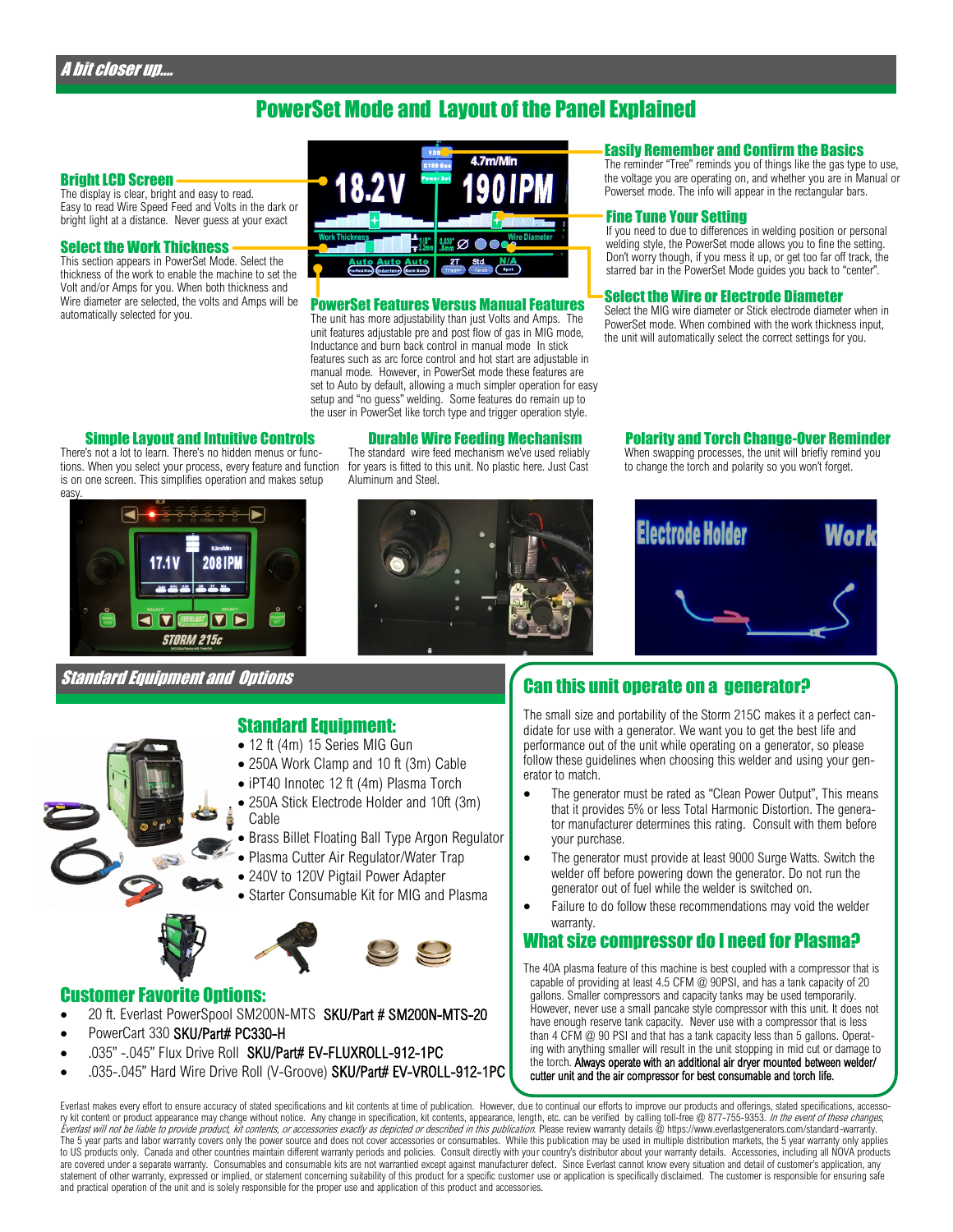## A bit closer up....

# PowerSet Mode and Layout of the Panel Explained

### Bright LCD Screen

The display is clear, bright and easy to read. Easy to read Wire Speed Feed and Volts in the dark or bright light at a distance. Never guess at your exact

### Select the Work Thickness

This section appears in PowerSet Mode. Select the thickness of the work to enable the machine to set the Volt and/or Amps for you. When both thickness and Wire diameter are selected, the volts and Amps will be automatically selected for you.

### PowerSet Features Versus Manual Features

The unit has more adjustability than just Volts and Amps. The unit features adjustable pre and post flow of gas in MIG mode, Inductance and burn back control in manual mode In stick features such as arc force control and hot start are adjustable in manual mode. However, in PowerSet mode these features are set to Auto by default, allowing a much simpler operation for easy setup and "no guess" welding. Some features do remain up to the user in PowerSet like torch type and trigger operation style.

### Easily Remember and Confirm the Basics

The reminder "Tree" reminds you of things like the gas type to use, the voltage you are operating on, and whether you are in Manual or Powerset mode. The info will appear in the rectangular bars.

### Fine Tune Your Setting

If you need to due to differences in welding position or personal welding style, the PowerSet mode allows you to fine the setting. Don't worry though, if you mess it up, or get too far off track, the starred bar in the PowerSet Mode guides you back to "center".

### Select the Wire or Electrode Diameter

Select the MIG wire diameter or Stick electrode diameter when in PowerSet mode. When combined with the work thickness input, the unit will automatically select the correct settings for you.

### Simple Layout and Intuitive Controls

There's not a lot to learn. There's no hidden menus or functions. When you select your process, every feature and function is on one screen. This simplifies operation and makes setup easy.

### Durable Wire Feeding Mechanism

The standard wire feed mechanism we've used reliably for years is fitted to this unit. No plastic here. Just Cast Aluminum and Steel.

### Polarity and Torch Change-Over Reminder

When swapping processes, the unit will briefly remind you to change the torch and polarity so you won't forget.

## Standard Equipment and Options

### Standard Equipment:

- 12 ft (4m) 15 Series MIG Gun
- 250A Work Clamp and 10 ft (3m) Cable
- iPT40 Innotec 12 ft (4m) Plasma Torch
- 250A Stick Electrode Holder and 10ft (3m) Cable
- Brass Billet Floating Ball Type Argon Regulator
- Plasma Cutter Air Regulator/Water Trap
- 240V to 120V Pigtail Power Adapter
- Starter Consumable Kit for MIG and Plasma

### Customer Favorite Options:

- 20 ft. Everlast PowerSpool SM200N-MTS **SKU/Part # SM200N-MTS-20**
- PowerCart 330 **SKU/Part# PC330-H**
- .035" -.045" Flux Drive Roll **SKU/Part# EV-FLUXROLL-912-1PC**
- .035-.045" Hard Wire Drive Roll (V-Groove) **SKU/Part# EV-VROLL-912-1PC**

## Can this unit operate on a generator?

The small size and portability of the Storm 215C makes it a perfect candidate for use with a generator. We want you to get the best life and performance out of the unit while operating on a generator, so please follow these guidelines when choosing this welder and using your generator to match.

- The generator must be rated as "Clean Power Output", This means that it provides 5% or less Total Harmonic Distortion. The generator manufacturer determines this rating. Consult with them before your purchase.
- The generator must provide at least 9000 Surge Watts. Switch the welder off before powering down the generator. Do not run the generator out of fuel while the welder is switched on.
- Failure to do follow these recommendations may void the welder warranty.

## What size compressor do I need for Plasma?

The 40A plasma feature of this machine is best coupled with a compressor that is capable of providing at least 4.5 CFM @ 90PSI, and has a tank capacity of 20 gallons. Smaller compressors and capacity tanks may be used temporarily. However, never use a small pancake style compressor with this unit. It does not have enough reserve tank capacity. Never use with a compressor that is less than 4 CFM @ 90 PSI and that has a tank capacity less than 5 gallons. Operating with anything smaller will result in the unit stopping in mid cut or damage to the torch. **Always operate with an additional air dryer mounted between welder/cutter unit and the air compressor for best consumable and torch life.**

Everlast makes every effort to ensure accuracy of stated specifications and kit contents at time of publication. However, due to continual our efforts to improve our products and offerings, stated specifications, accessory kit content or product appearance may change without notice. Any change in specification, kit contents, appearance, length, etc. can be verified by calling toll-free @ 877-755-9353. *In the event of these changes, Everlast will not be liable to provide product, kit contents, or accessories exactly as depicted or described in this publication.* Please review warranty details @ https://www.everlastgenerators.com/standard-warranty. The 5 year parts and labor warranty covers only the power source and does not cover accessories or consumables. While this publication may be used in multiple distribution markets, the 5 year warranty only applies to US products only. Canada and other countries maintain different warranty periods and policies. Consult directly with your country's distributor about your warranty details. Accessories, including all NOVA products are covered under a separate warranty. Consumables and consumable kits are not warrantied except against manufacturer defect. Since Everlast cannot know every situation and detail of customer's application, any statement of other warranty, expressed or implied, or statement concerning suitability of this product for a specific customer use or application is specifically disclaimed. The customer is responsible for ensuring safe and practical operation of the unit and is solely responsible for the proper use and application of this product and accessories.